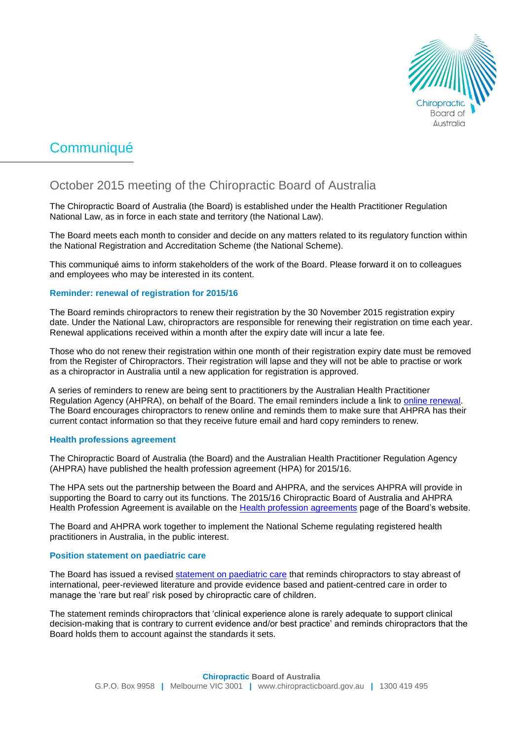# Communiqué

## October 2015 meeting of the Chiropractic Board of Australia

The Chiropractic Board of Australia (the Board) is established under the Health Practitioner Regulation National Law, as in force in each state and territory (the National Law).

The Board meets each month to consider and decide on any matters related to its regulatory function within the National Registration and Accreditation Scheme (the National Scheme).

This communiqué aims to inform stakeholders of the work of the Board. Please forward it on to colleagues and employees who may be interested in its content.

### Reminder: renewal of registration for 2015/16

The Board reminds chiropractors to renew their registration by the 30 November 2015 registration expiry date. Under the National Law, chiropractors are responsible for renewing their registration on time each year. Renewal applications received within a month after the expiry date will incur a late fee.

Those who do not renew their registration within one month of their registration expiry date must be removed from the Register of Chiropractors. Their registration will lapse and they will not be able to practise or work as a chiropractor in Australia until a new application for registration is approved.

A series of reminders to renew are being sent to practitioners by the Australian Health Practitioner Regulation Agency (AHPRA), on behalf of the Board. The email reminders include a link to online renewal. The Board encourages chiropractors to renew online and reminds them to make sure that AHPRA has their current contact information so that they receive future email and hard copy reminders to renew.

### Health professions agreement

The Chiropractic Board of Australia (the Board) and the Australian Health Practitioner Regulation Agency (AHPRA) have published the health profession agreement (HPA) for 2015/16.

The HPA sets out the partnership between the Board and AHPRA, and the services AHPRA will provide in supporting the Board to carry out its functions. The 2015/16 Chiropractic Board of Australia and AHPRA Health Profession Agreement is available on the Health profession agreements page of the Board's website.

The Board and AHPRA work together to implement the National Scheme regulating registered health practitioners in Australia, in the public interest.

### Position statement on paediatric care

The Board has issued a revised statement on paediatric care that reminds chiropractors to stay abreast of international, peer-reviewed literature and provide evidence based and patient-centred care in order to manage the 'rare but real' risk posed by chiropractic care of children.

The statement reminds chiropractors that 'clinical experience alone is rarely adequate to support clinical decision-making that is contrary to current evidence and/or best practice' and reminds chiropractors that the Board holds them to account against the standards it sets.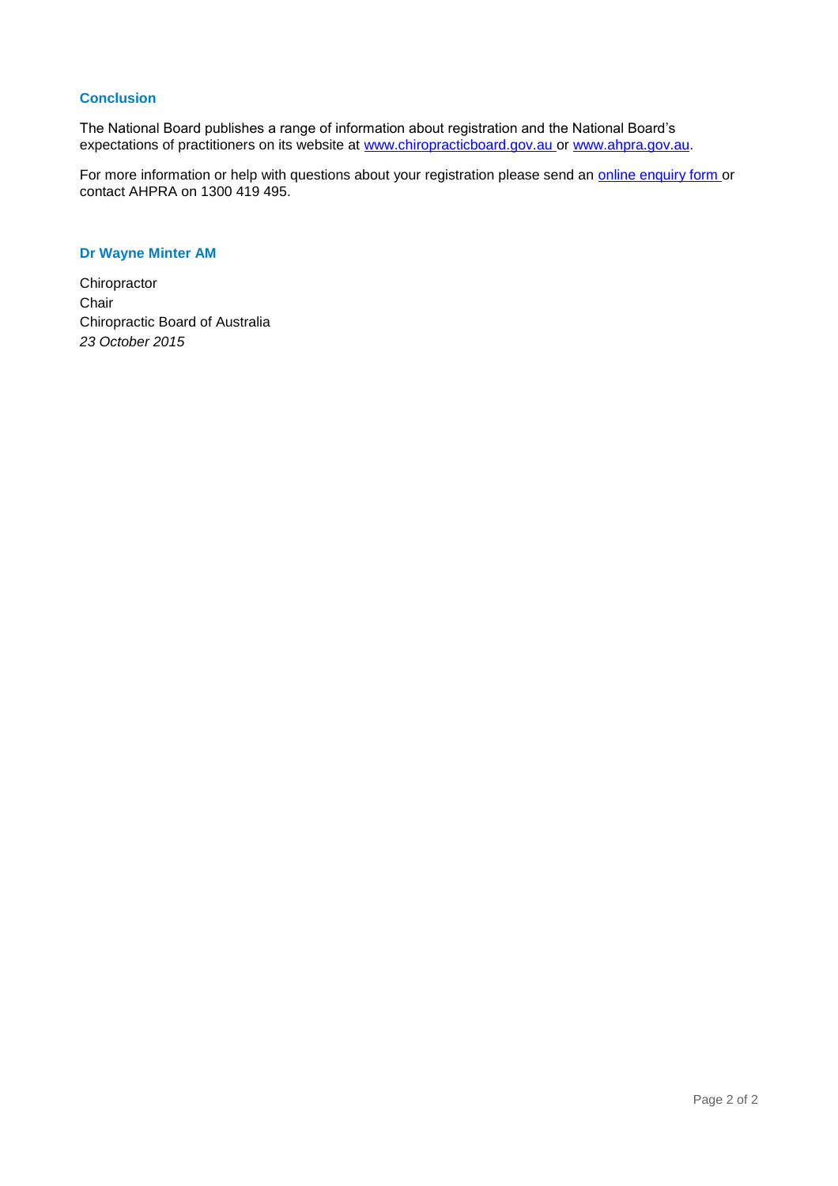## Conclusion

The National Board publishes a range of information about registration and the National Board's expectations of practitioners on its website at [www.chiropracticboard.gov.au](http://www.chiropracticboard.gov.au) or [www.ahpra.gov.au](http://www.ahpra.gov.au).

For more information or help with questions about your registration please send an online enquiry form or contact AHPRA on 1300 419 495.

**Dr Wayne Minter AM**

Chiropractor
Chair
Chiropractic Board of Australia
*23 October 2015*